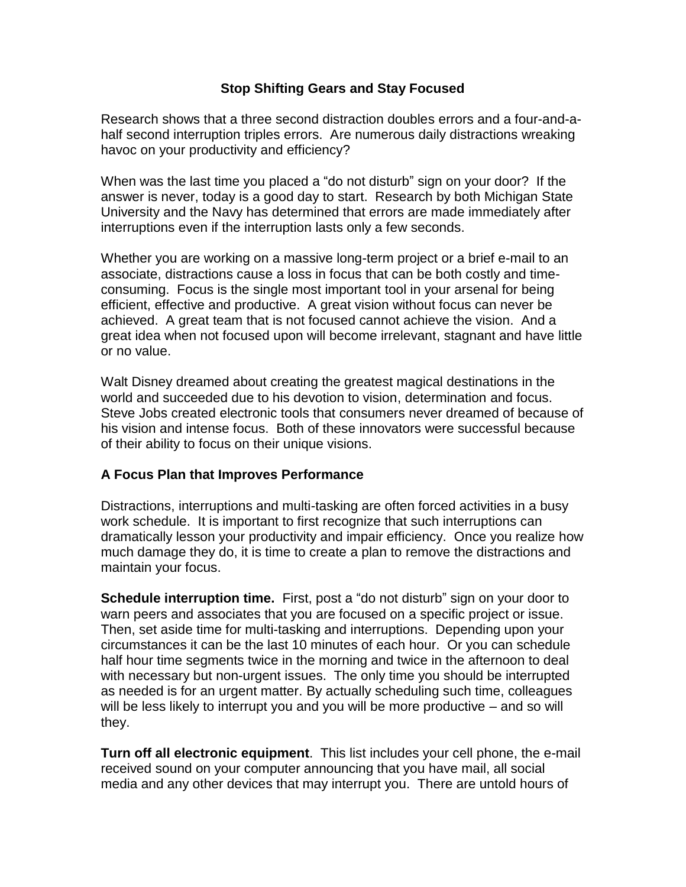# Stop Shifting Gears and Stay Focused

Research shows that a three second distraction doubles errors and a four-and-a-half second interruption triples errors. Are numerous daily distractions wreaking havoc on your productivity and efficiency?

When was the last time you placed a "do not disturb" sign on your door? If the answer is never, today is a good day to start. Research by both Michigan State University and the Navy has determined that errors are made immediately after interruptions even if the interruption lasts only a few seconds.

Whether you are working on a massive long-term project or a brief e-mail to an associate, distractions cause a loss in focus that can be both costly and time-consuming. Focus is the single most important tool in your arsenal for being efficient, effective and productive. A great vision without focus can never be achieved. A great team that is not focused cannot achieve the vision. And a great idea when not focused upon will become irrelevant, stagnant and have little or no value.

Walt Disney dreamed about creating the greatest magical destinations in the world and succeeded due to his devotion to vision, determination and focus. Steve Jobs created electronic tools that consumers never dreamed of because of his vision and intense focus. Both of these innovators were successful because of their ability to focus on their unique visions.

## A Focus Plan that Improves Performance

Distractions, interruptions and multi-tasking are often forced activities in a busy work schedule. It is important to first recognize that such interruptions can dramatically lesson your productivity and impair efficiency. Once you realize how much damage they do, it is time to create a plan to remove the distractions and maintain your focus.

**Schedule interruption time.** First, post a "do not disturb" sign on your door to warn peers and associates that you are focused on a specific project or issue. Then, set aside time for multi-tasking and interruptions. Depending upon your circumstances it can be the last 10 minutes of each hour. Or you can schedule half hour time segments twice in the morning and twice in the afternoon to deal with necessary but non-urgent issues. The only time you should be interrupted as needed is for an urgent matter. By actually scheduling such time, colleagues will be less likely to interrupt you and you will be more productive – and so will they.

**Turn off all electronic equipment**. This list includes your cell phone, the e-mail received sound on your computer announcing that you have mail, all social media and any other devices that may interrupt you. There are untold hours of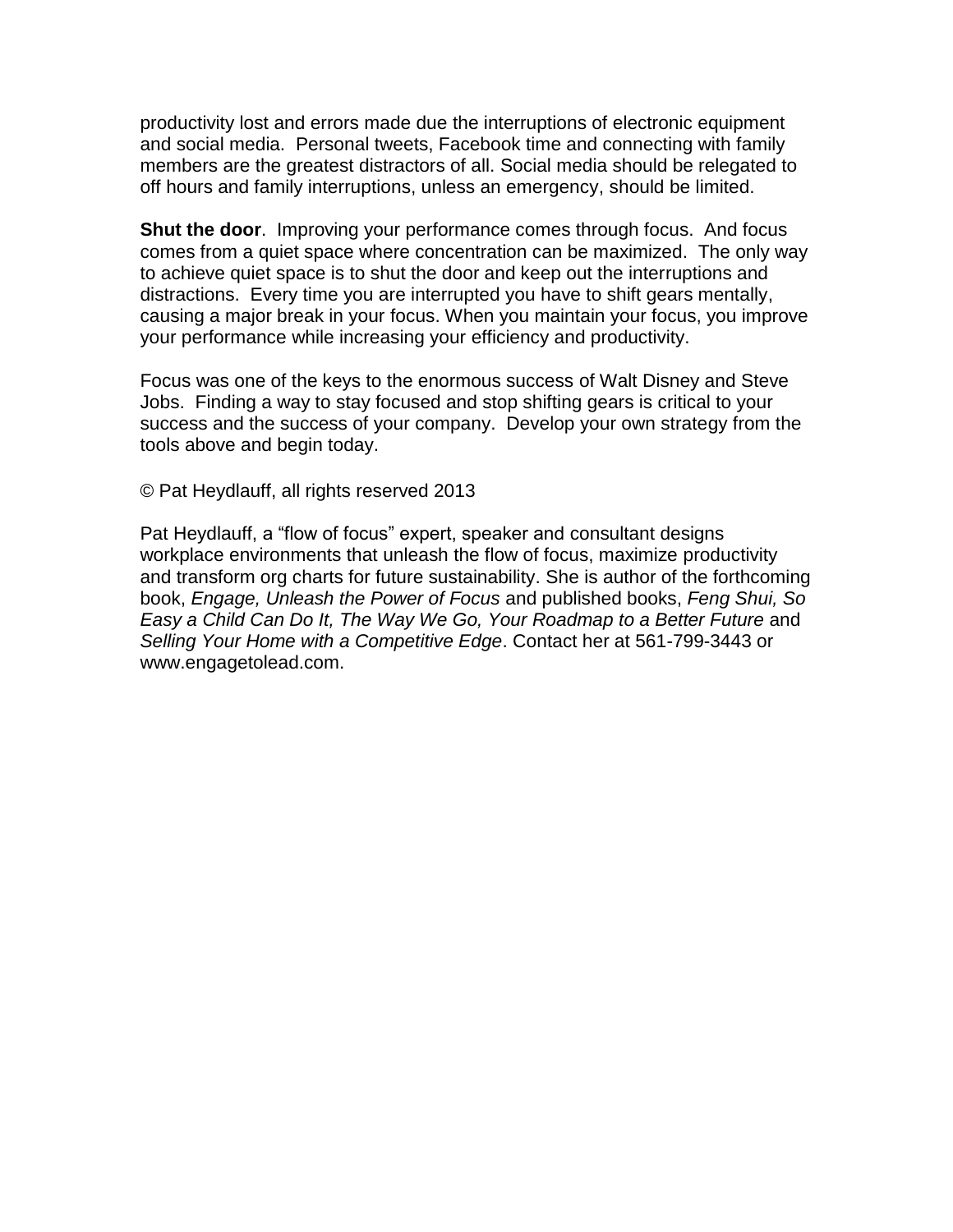productivity lost and errors made due the interruptions of electronic equipment and social media. Personal tweets, Facebook time and connecting with family members are the greatest distractors of all. Social media should be relegated to off hours and family interruptions, unless an emergency, should be limited.

**Shut the door**. Improving your performance comes through focus. And focus comes from a quiet space where concentration can be maximized. The only way to achieve quiet space is to shut the door and keep out the interruptions and distractions. Every time you are interrupted you have to shift gears mentally, causing a major break in your focus. When you maintain your focus, you improve your performance while increasing your efficiency and productivity.

Focus was one of the keys to the enormous success of Walt Disney and Steve Jobs. Finding a way to stay focused and stop shifting gears is critical to your success and the success of your company. Develop your own strategy from the tools above and begin today.

© Pat Heydlauff, all rights reserved 2013

Pat Heydlauff, a "flow of focus" expert, speaker and consultant designs workplace environments that unleash the flow of focus, maximize productivity and transform org charts for future sustainability. She is author of the forthcoming book, *Engage, Unleash the Power of Focus* and published books, *Feng Shui, So Easy a Child Can Do It, The Way We Go, Your Roadmap to a Better Future* and *Selling Your Home with a Competitive Edge*. Contact her at 561-799-3443 or www.engagetolead.com.